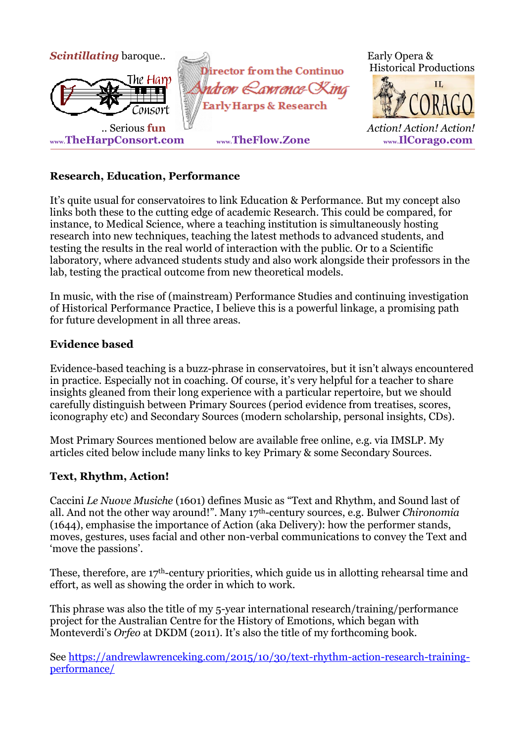*Scintillating* baroque..

.. Serious **fun**

www.TheHarpConsort.com

Director from the Continuo

Andrew Lawrence-King

Early Harps & Research

www.TheFlow.Zone

Early Opera & Historical Productions

IL CORAGO

*Action! Action! Action!*

www.IlCorago.com

---

**Research, Education, Performance**

It's quite usual for conservatoires to link Education & Performance. But my concept also links both these to the cutting edge of academic Research. This could be compared, for instance, to Medical Science, where a teaching institution is simultaneously hosting research into new techniques, teaching the latest methods to advanced students, and testing the results in the real world of interaction with the public. Or to a Scientific laboratory, where advanced students study and also work alongside their professors in the lab, testing the practical outcome from new theoretical models.

In music, with the rise of (mainstream) Performance Studies and continuing investigation of Historical Performance Practice, I believe this is a powerful linkage, a promising path for future development in all three areas.

**Evidence based**

Evidence-based teaching is a buzz-phrase in conservatoires, but it isn't always encountered in practice. Especially not in coaching. Of course, it's very helpful for a teacher to share insights gleaned from their long experience with a particular repertoire, but we should carefully distinguish between Primary Sources (period evidence from treatises, scores, iconography etc) and Secondary Sources (modern scholarship, personal insights, CDs).

Most Primary Sources mentioned below are available free online, e.g. via IMSLP. My articles cited below include many links to key Primary & some Secondary Sources.

**Text, Rhythm, Action!**

Caccini *Le Nuove Musiche* (1601) defines Music as "Text and Rhythm, and Sound last of all. And not the other way around!". Many 17th-century sources, e.g. Bulwer *Chironomia* (1644), emphasise the importance of Action (aka Delivery): how the performer stands, moves, gestures, uses facial and other non-verbal communications to convey the Text and 'move the passions'.

These, therefore, are 17th-century priorities, which guide us in allotting rehearsal time and effort, as well as showing the order in which to work.

This phrase was also the title of my 5-year international research/training/performance project for the Australian Centre for the History of Emotions, which began with Monteverdi's *Orfeo* at DKDM (2011). It's also the title of my forthcoming book.

See https://andrewlawrenceking.com/2015/10/30/text-rhythm-action-research-training-performance/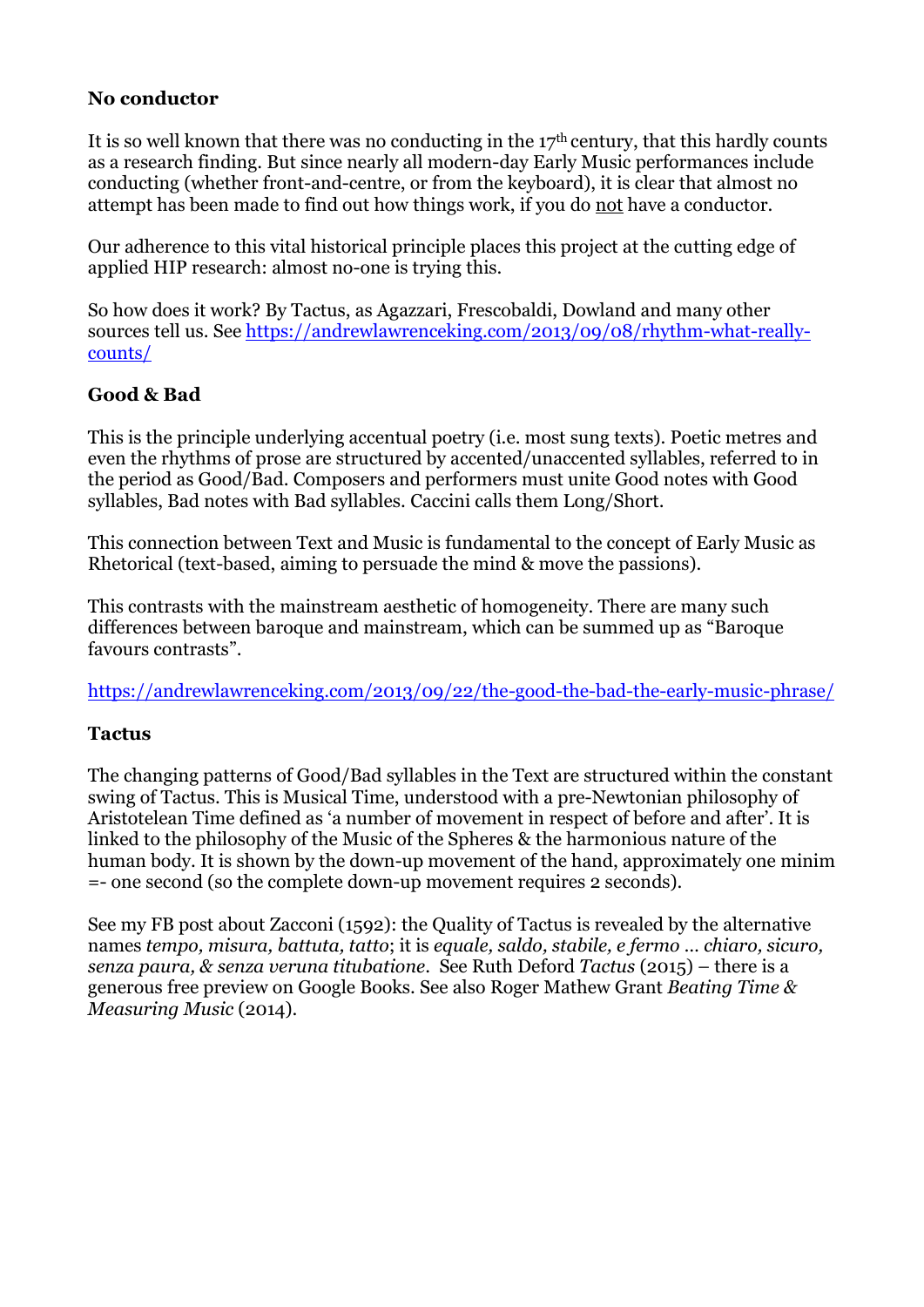**No conductor**

It is so well known that there was no conducting in the 17th century, that this hardly counts as a research finding. But since nearly all modern-day Early Music performances include conducting (whether front-and-centre, or from the keyboard), it is clear that almost no attempt has been made to find out how things work, if you do not have a conductor.

Our adherence to this vital historical principle places this project at the cutting edge of applied HIP research: almost no-one is trying this.

So how does it work? By Tactus, as Agazzari, Frescobaldi, Dowland and many other sources tell us. See https://andrewlawrenceking.com/2013/09/08/rhythm-what-really-counts/

**Good & Bad**

This is the principle underlying accentual poetry (i.e. most sung texts). Poetic metres and even the rhythms of prose are structured by accented/unaccented syllables, referred to in the period as Good/Bad. Composers and performers must unite Good notes with Good syllables, Bad notes with Bad syllables. Caccini calls them Long/Short.

This connection between Text and Music is fundamental to the concept of Early Music as Rhetorical (text-based, aiming to persuade the mind & move the passions).

This contrasts with the mainstream aesthetic of homogeneity. There are many such differences between baroque and mainstream, which can be summed up as "Baroque favours contrasts".

https://andrewlawrenceking.com/2013/09/22/the-good-the-bad-the-early-music-phrase/

**Tactus**

The changing patterns of Good/Bad syllables in the Text are structured within the constant swing of Tactus. This is Musical Time, understood with a pre-Newtonian philosophy of Aristotelean Time defined as 'a number of movement in respect of before and after'. It is linked to the philosophy of the Music of the Spheres & the harmonious nature of the human body. It is shown by the down-up movement of the hand, approximately one minim =- one second (so the complete down-up movement requires 2 seconds).

See my FB post about Zacconi (1592): the Quality of Tactus is revealed by the alternative names *tempo, misura, battuta, tatto*; it is *equale, saldo, stabile, e fermo … chiaro, sicuro, senza paura, & senza veruna titubatione*. See Ruth Deford *Tactus* (2015) – there is a generous free preview on Google Books. See also Roger Mathew Grant *Beating Time & Measuring Music* (2014).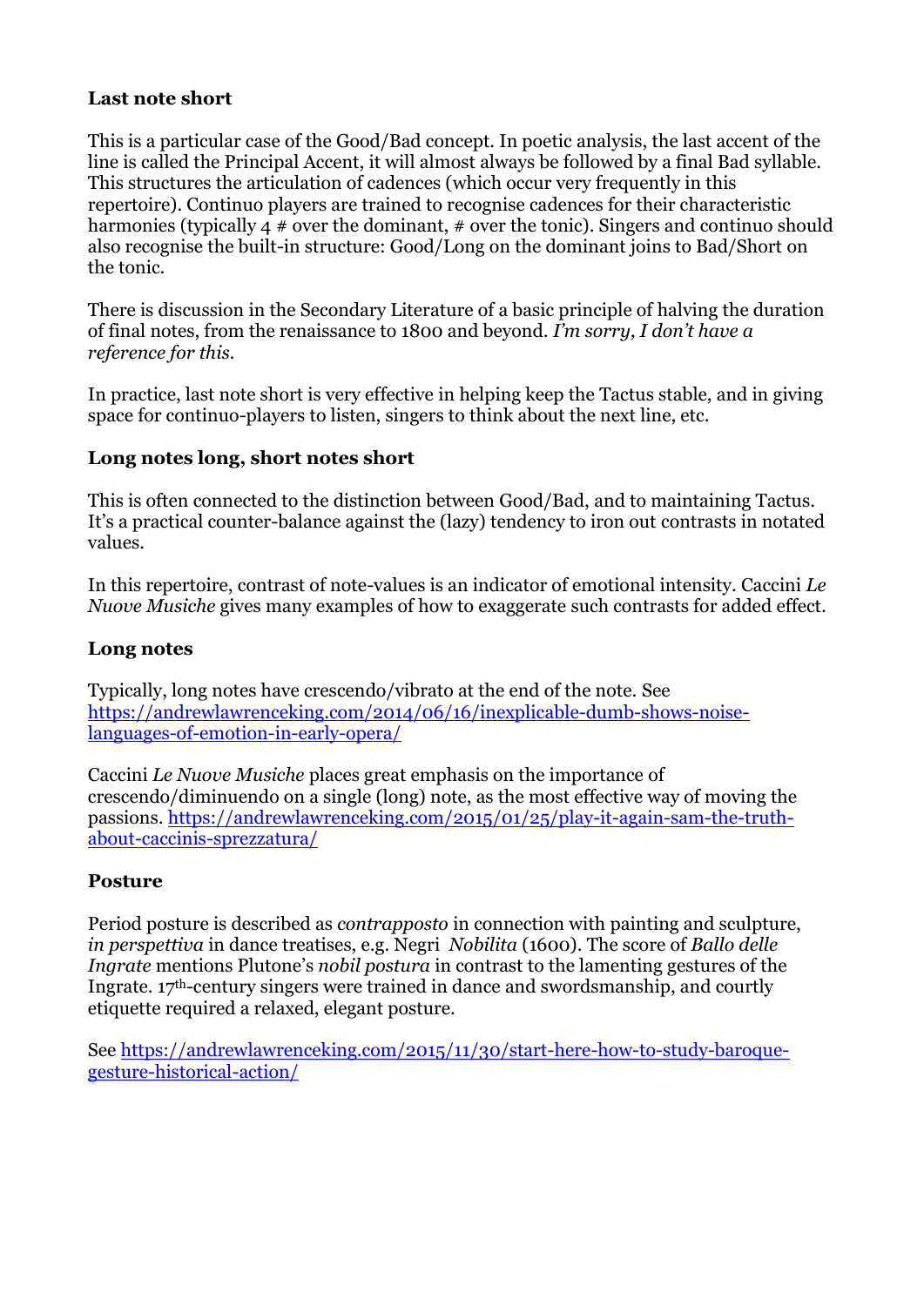**Last note short**

This is a particular case of the Good/Bad concept. In poetic analysis, the last accent of the line is called the Principal Accent, it will almost always be followed by a final Bad syllable. This structures the articulation of cadences (which occur very frequently in this repertoire). Continuo players are trained to recognise cadences for their characteristic harmonies (typically 4 # over the dominant, # over the tonic). Singers and continuo should also recognise the built-in structure: Good/Long on the dominant joins to Bad/Short on the tonic.

There is discussion in the Secondary Literature of a basic principle of halving the duration of final notes, from the renaissance to 1800 and beyond. *I'm sorry, I don't have a reference for this.*

In practice, last note short is very effective in helping keep the Tactus stable, and in giving space for continuo-players to listen, singers to think about the next line, etc.

**Long notes long, short notes short**

This is often connected to the distinction between Good/Bad, and to maintaining Tactus. It's a practical counter-balance against the (lazy) tendency to iron out contrasts in notated values.

In this repertoire, contrast of note-values is an indicator of emotional intensity. Caccini *Le Nuove Musiche* gives many examples of how to exaggerate such contrasts for added effect.

**Long notes**

Typically, long notes have crescendo/vibrato at the end of the note. See [https://andrewlawrenceking.com/2014/06/16/inexplicable-dumb-shows-noise-languages-of-emotion-in-early-opera/](https://andrewlawrenceking.com/2014/06/16/inexplicable-dumb-shows-noise-languages-of-emotion-in-early-opera/)

Caccini *Le Nuove Musiche* places great emphasis on the importance of crescendo/diminuendo on a single (long) note, as the most effective way of moving the passions. [https://andrewlawrenceking.com/2015/01/25/play-it-again-sam-the-truth-about-caccinis-sprezzatura/](https://andrewlawrenceking.com/2015/01/25/play-it-again-sam-the-truth-about-caccinis-sprezzatura/)

**Posture**

Period posture is described as *contrapposto* in connection with painting and sculpture, *in perspettiva* in dance treatises, e.g. Negri *Nobilita* (1600). The score of *Ballo delle Ingrate* mentions Plutone's *nobil postura* in contrast to the lamenting gestures of the Ingrate. 17th-century singers were trained in dance and swordsmanship, and courtly etiquette required a relaxed, elegant posture.

See [https://andrewlawrenceking.com/2015/11/30/start-here-how-to-study-baroque-gesture-historical-action/](https://andrewlawrenceking.com/2015/11/30/start-here-how-to-study-baroque-gesture-historical-action/)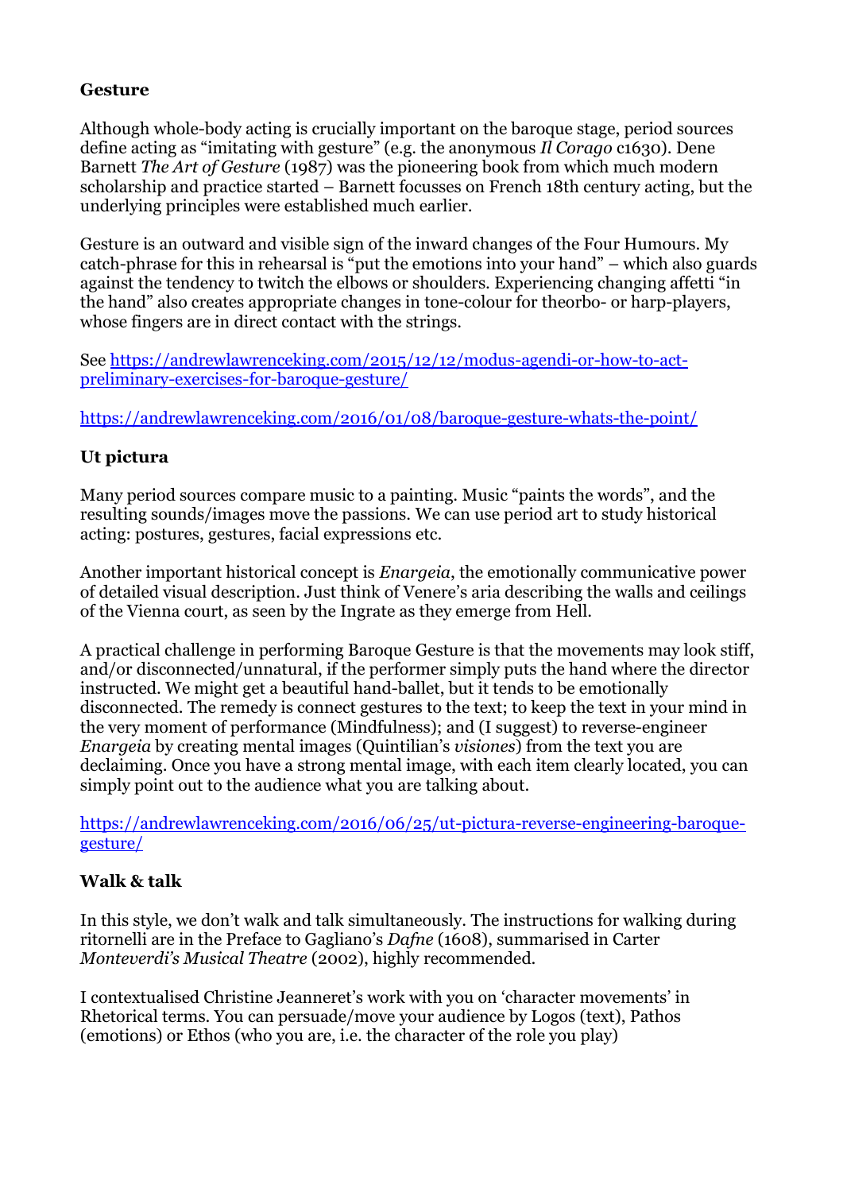**Gesture**

Although whole-body acting is crucially important on the baroque stage, period sources define acting as "imitating with gesture" (e.g. the anonymous *Il Corago* c1630). Dene Barnett *The Art of Gesture* (1987) was the pioneering book from which much modern scholarship and practice started – Barnett focusses on French 18th century acting, but the underlying principles were established much earlier.

Gesture is an outward and visible sign of the inward changes of the Four Humours. My catch-phrase for this in rehearsal is "put the emotions into your hand" – which also guards against the tendency to twitch the elbows or shoulders. Experiencing changing affetti "in the hand" also creates appropriate changes in tone-colour for theorbo- or harp-players, whose fingers are in direct contact with the strings.

See [https://andrewlawrenceking.com/2015/12/12/modus-agendi-or-how-to-act-preliminary-exercises-for-baroque-gesture/](https://andrewlawrenceking.com/2015/12/12/modus-agendi-or-how-to-act-preliminary-exercises-for-baroque-gesture/)

[https://andrewlawrenceking.com/2016/01/08/baroque-gesture-whats-the-point/](https://andrewlawrenceking.com/2016/01/08/baroque-gesture-whats-the-point/)

**Ut pictura**

Many period sources compare music to a painting. Music "paints the words", and the resulting sounds/images move the passions. We can use period art to study historical acting: postures, gestures, facial expressions etc.

Another important historical concept is *Enargeia*, the emotionally communicative power of detailed visual description. Just think of Venere's aria describing the walls and ceilings of the Vienna court, as seen by the Ingrate as they emerge from Hell.

A practical challenge in performing Baroque Gesture is that the movements may look stiff, and/or disconnected/unnatural, if the performer simply puts the hand where the director instructed. We might get a beautiful hand-ballet, but it tends to be emotionally disconnected. The remedy is connect gestures to the text; to keep the text in your mind in the very moment of performance (Mindfulness); and (I suggest) to reverse-engineer *Enargeia* by creating mental images (Quintilian's *visiones*) from the text you are declaiming. Once you have a strong mental image, with each item clearly located, you can simply point out to the audience what you are talking about.

[https://andrewlawrenceking.com/2016/06/25/ut-pictura-reverse-engineering-baroque-gesture/](https://andrewlawrenceking.com/2016/06/25/ut-pictura-reverse-engineering-baroque-gesture/)

**Walk & talk**

In this style, we don't walk and talk simultaneously. The instructions for walking during ritornelli are in the Preface to Gagliano's *Dafne* (1608), summarised in Carter *Monteverdi's Musical Theatre* (2002), highly recommended.

I contextualised Christine Jeanneret's work with you on 'character movements' in Rhetorical terms. You can persuade/move your audience by Logos (text), Pathos (emotions) or Ethos (who you are, i.e. the character of the role you play)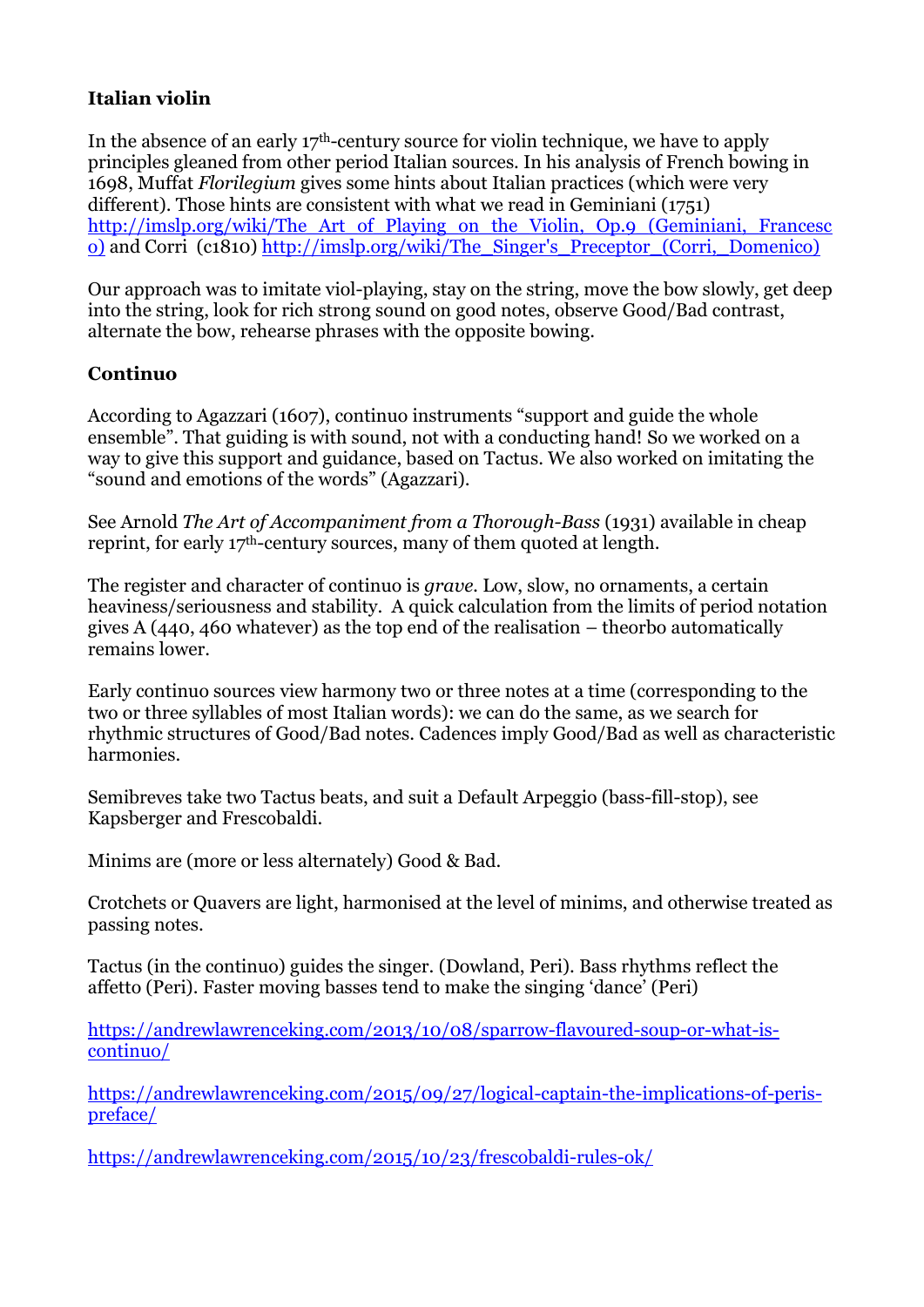**Italian violin**

In the absence of an early 17th-century source for violin technique, we have to apply principles gleaned from other period Italian sources. In his analysis of French bowing in 1698, Muffat *Florilegium* gives some hints about Italian practices (which were very different). Those hints are consistent with what we read in Geminiani (1751) http://imslp.org/wiki/The_Art_of_Playing_on_the_Violin,_Op.9_(Geminiani,_Francesco) and Corri (c1810) http://imslp.org/wiki/The_Singer's_Preceptor_(Corri,_Domenico)

Our approach was to imitate viol-playing, stay on the string, move the bow slowly, get deep into the string, look for rich strong sound on good notes, observe Good/Bad contrast, alternate the bow, rehearse phrases with the opposite bowing.

**Continuo**

According to Agazzari (1607), continuo instruments "support and guide the whole ensemble". That guiding is with sound, not with a conducting hand! So we worked on a way to give this support and guidance, based on Tactus. We also worked on imitating the "sound and emotions of the words" (Agazzari).

See Arnold *The Art of Accompaniment from a Thorough-Bass* (1931) available in cheap reprint, for early 17th-century sources, many of them quoted at length.

The register and character of continuo is *grave*. Low, slow, no ornaments, a certain heaviness/seriousness and stability. A quick calculation from the limits of period notation gives A (440, 460 whatever) as the top end of the realisation – theorbo automatically remains lower.

Early continuo sources view harmony two or three notes at a time (corresponding to the two or three syllables of most Italian words): we can do the same, as we search for rhythmic structures of Good/Bad notes. Cadences imply Good/Bad as well as characteristic harmonies.

Semibreves take two Tactus beats, and suit a Default Arpeggio (bass-fill-stop), see Kapsberger and Frescobaldi.

Minims are (more or less alternately) Good & Bad.

Crotchets or Quavers are light, harmonised at the level of minims, and otherwise treated as passing notes.

Tactus (in the continuo) guides the singer. (Dowland, Peri). Bass rhythms reflect the affetto (Peri). Faster moving basses tend to make the singing 'dance' (Peri)

https://andrewlawrenceking.com/2013/10/08/sparrow-flavoured-soup-or-what-is-continuo/

https://andrewlawrenceking.com/2015/09/27/logical-captain-the-implications-of-peris-preface/

https://andrewlawrenceking.com/2015/10/23/frescobaldi-rules-ok/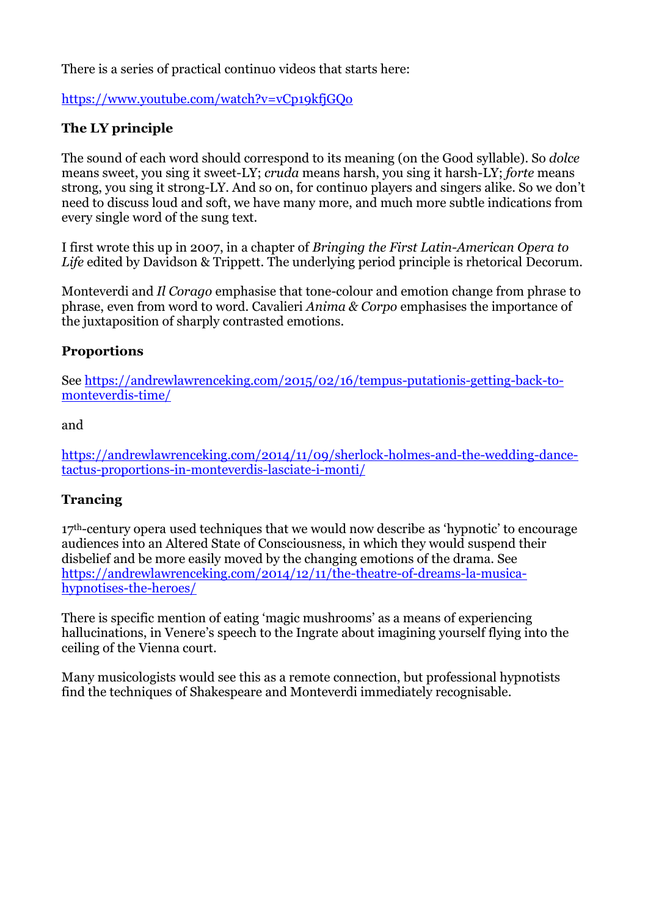There is a series of practical continuo videos that starts here:

[https://www.youtube.com/watch?v=vCp19kfjGQo](https://www.youtube.com/watch?v=vCp19kfjGQo)

**The LY principle**

The sound of each word should correspond to its meaning (on the Good syllable). So *dolce* means sweet, you sing it sweet-LY; *cruda* means harsh, you sing it harsh-LY; *forte* means strong, you sing it strong-LY. And so on, for continuo players and singers alike. So we don't need to discuss loud and soft, we have many more, and much more subtle indications from every single word of the sung text.

I first wrote this up in 2007, in a chapter of *Bringing the First Latin-American Opera to Life* edited by Davidson & Trippett. The underlying period principle is rhetorical Decorum.

Monteverdi and *Il Corago* emphasise that tone-colour and emotion change from phrase to phrase, even from word to word. Cavalieri *Anima & Corpo* emphasises the importance of the juxtaposition of sharply contrasted emotions.

**Proportions**

See [https://andrewlawrenceking.com/2015/02/16/tempus-putationis-getting-back-to-monteverdis-time/](https://andrewlawrenceking.com/2015/02/16/tempus-putationis-getting-back-to-monteverdis-time/)

and

[https://andrewlawrenceking.com/2014/11/09/sherlock-holmes-and-the-wedding-dance-tactus-proportions-in-monteverdis-lasciate-i-monti/](https://andrewlawrenceking.com/2014/11/09/sherlock-holmes-and-the-wedding-dance-tactus-proportions-in-monteverdis-lasciate-i-monti/)

**Trancing**

17th-century opera used techniques that we would now describe as 'hypnotic' to encourage audiences into an Altered State of Consciousness, in which they would suspend their disbelief and be more easily moved by the changing emotions of the drama. See [https://andrewlawrenceking.com/2014/12/11/the-theatre-of-dreams-la-musica-hypnotises-the-heroes/](https://andrewlawrenceking.com/2014/12/11/the-theatre-of-dreams-la-musica-hypnotises-the-heroes/)

There is specific mention of eating 'magic mushrooms' as a means of experiencing hallucinations, in Venere's speech to the Ingrate about imagining yourself flying into the ceiling of the Vienna court.

Many musicologists would see this as a remote connection, but professional hypnotists find the techniques of Shakespeare and Monteverdi immediately recognisable.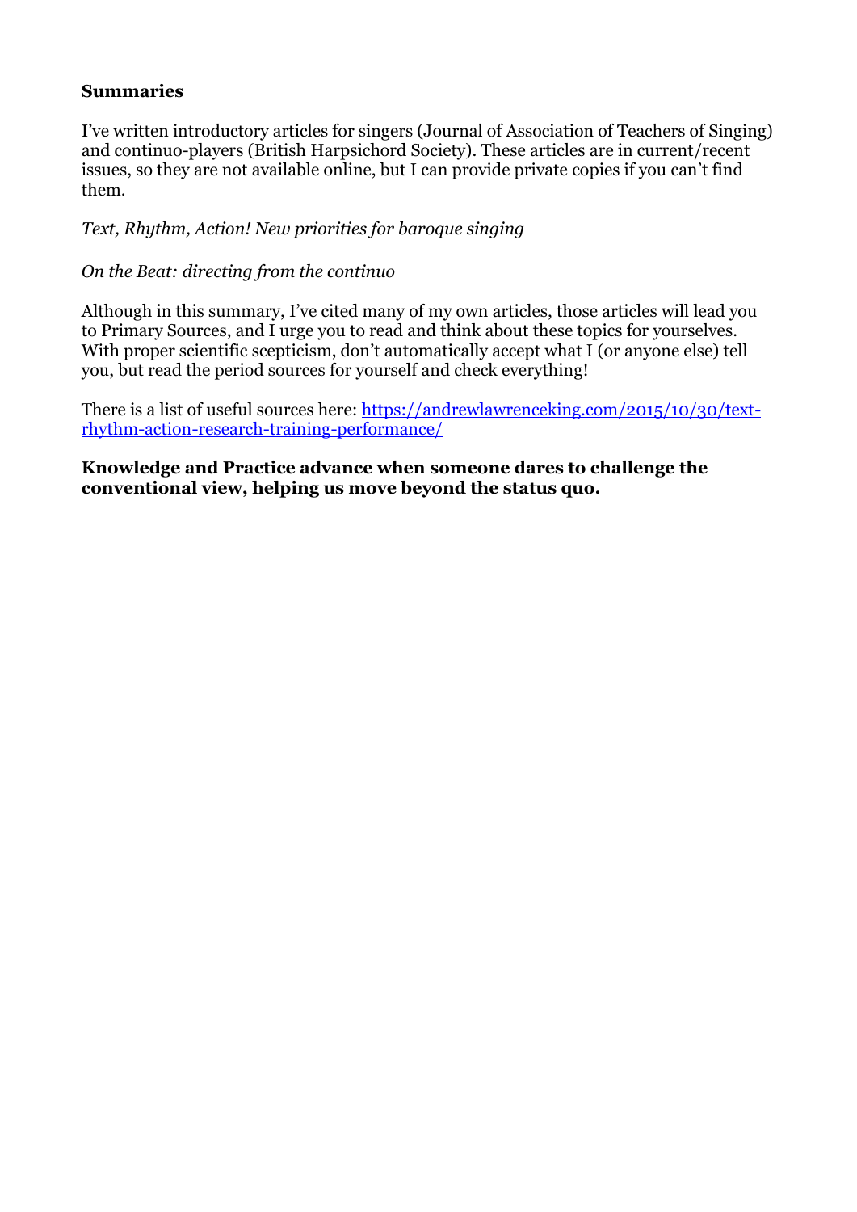**Summaries**

I've written introductory articles for singers (Journal of Association of Teachers of Singing) and continuo-players (British Harpsichord Society). These articles are in current/recent issues, so they are not available online, but I can provide private copies if you can't find them.

*Text, Rhythm, Action! New priorities for baroque singing*

*On the Beat: directing from the continuo*

Although in this summary, I've cited many of my own articles, those articles will lead you to Primary Sources, and I urge you to read and think about these topics for yourselves. With proper scientific scepticism, don't automatically accept what I (or anyone else) tell you, but read the period sources for yourself and check everything!

There is a list of useful sources here: [https://andrewlawrenceking.com/2015/10/30/text-rhythm-action-research-training-performance/](https://andrewlawrenceking.com/2015/10/30/text-rhythm-action-research-training-performance/)

**Knowledge and Practice advance when someone dares to challenge the conventional view, helping us move beyond the status quo.**